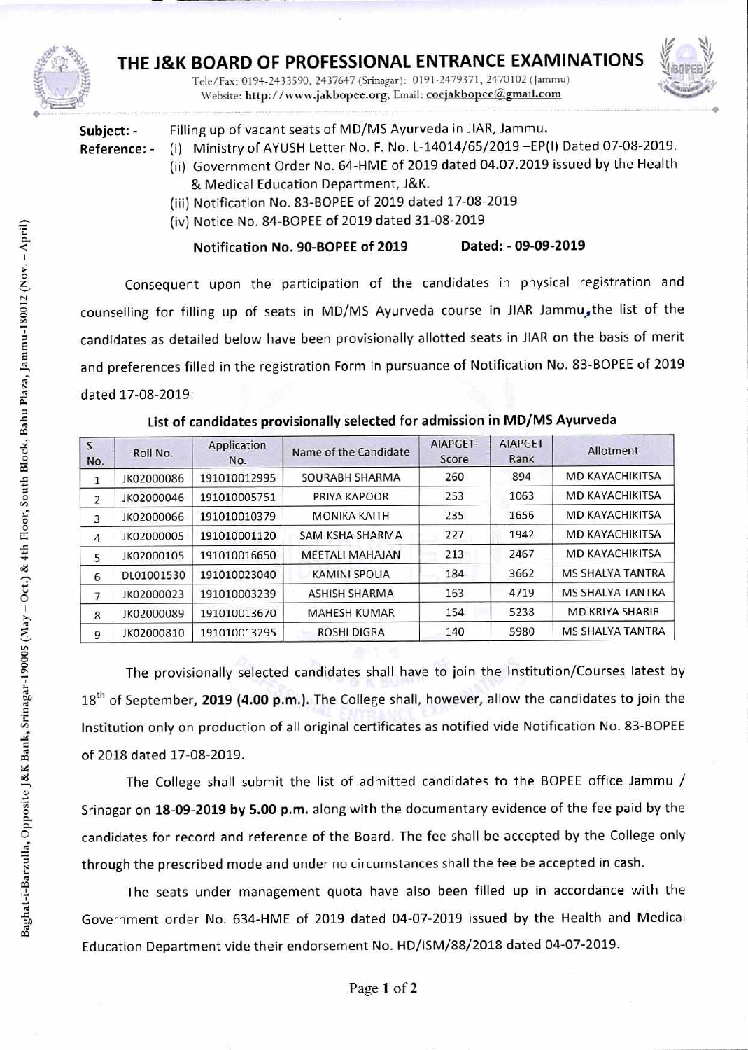# THE J&K BOARD OF PROFESSIONAL ENTRANCE EXAMINATIONS

Tele/Fax: 0194-2433590, 2437647 (Srinagar): 0191-2479371, 2470102 (Jammu)
Website: http://www.jakbopee.org, Email: coejakbopee@gmail.com

Baghat-i-Barzulla, Opposite J&K Bank, Srinagar-190005 (May – Oct.) & 4th Floor, South Block, Bahu Plaza, Jammu-180012 (Nov. – April)

**Subject: -** Filling up of vacant seats of MD/MS Ayurveda in JIAR, Jammu.

**Reference: -**
(i) Ministry of AYUSH Letter No. F. No. L-14014/65/2019 –EP(I) Dated 07-08-2019.
(ii) Government Order No. 64-HME of 2019 dated 04.07.2019 issued by the Health & Medical Education Department, J&K.
(iii) Notification No. 83-BOPEE of 2019 dated 17-08-2019
(iv) Notice No. 84-BOPEE of 2019 dated 31-08-2019

**Notification No. 90-BOPEE of 2019** **Dated: - 09-09-2019**

Consequent upon the participation of the candidates in physical registration and counselling for filling up of seats in MD/MS Ayurveda course in JIAR Jammu, the list of the candidates as detailed below have been provisionally allotted seats in JIAR on the basis of merit and preferences filled in the registration Form in pursuance of Notification No. 83-BOPEE of 2019 dated 17-08-2019:

**List of candidates provisionally selected for admission in MD/MS Ayurveda**

| S. No. | Roll No. | Application No. | Name of the Candidate | AIAPGET-Score | AIAPGET Rank | Allotment |
|---|---|---|---|---|---|---|
| 1 | JK02000086 | 191010012995 | SOURABH SHARMA | 260 | 894 | MD KAYACHIKITSA |
| 2 | JK02000046 | 191010005751 | PRIYA KAPOOR | 253 | 1063 | MD KAYACHIKITSA |
| 3 | JK02000066 | 191010010379 | MONIKA KAITH | 235 | 1656 | MD KAYACHIKITSA |
| 4 | JK02000005 | 191010001120 | SAMIKSHA SHARMA | 227 | 1942 | MD KAYACHIKITSA |
| 5 | JK02000105 | 191010016650 | MEETALI MAHAJAN | 213 | 2467 | MD KAYACHIKITSA |
| 6 | DL01001530 | 191010023040 | KAMINI SPOLIA | 184 | 3662 | MS SHALYA TANTRA |
| 7 | JK02000023 | 191010003239 | ASHISH SHARMA | 163 | 4719 | MS SHALYA TANTRA |
| 8 | JK02000089 | 191010013670 | MAHESH KUMAR | 154 | 5238 | MD KRIYA SHARIR |
| 9 | JK02000810 | 191010013295 | ROSHI DIGRA | 140 | 5980 | MS SHALYA TANTRA |

The provisionally selected candidates shall have to join the Institution/Courses latest by 18th of September, **2019 (4.00 p.m.)**. The College shall, however, allow the candidates to join the Institution only on production of all original certificates as notified vide Notification No. 83-BOPEE of 2018 dated 17-08-2019.

The College shall submit the list of admitted candidates to the BOPEE office Jammu / Srinagar on **18-09-2019 by 5.00 p.m.** along with the documentary evidence of the fee paid by the candidates for record and reference of the Board. The fee shall be accepted by the College only through the prescribed mode and under no circumstances shall the fee be accepted in cash.

The seats under management quota have also been filled up in accordance with the Government order No. 634-HME of 2019 dated 04-07-2019 issued by the Health and Medical Education Department vide their endorsement No. HD/ISM/88/2018 dated 04-07-2019.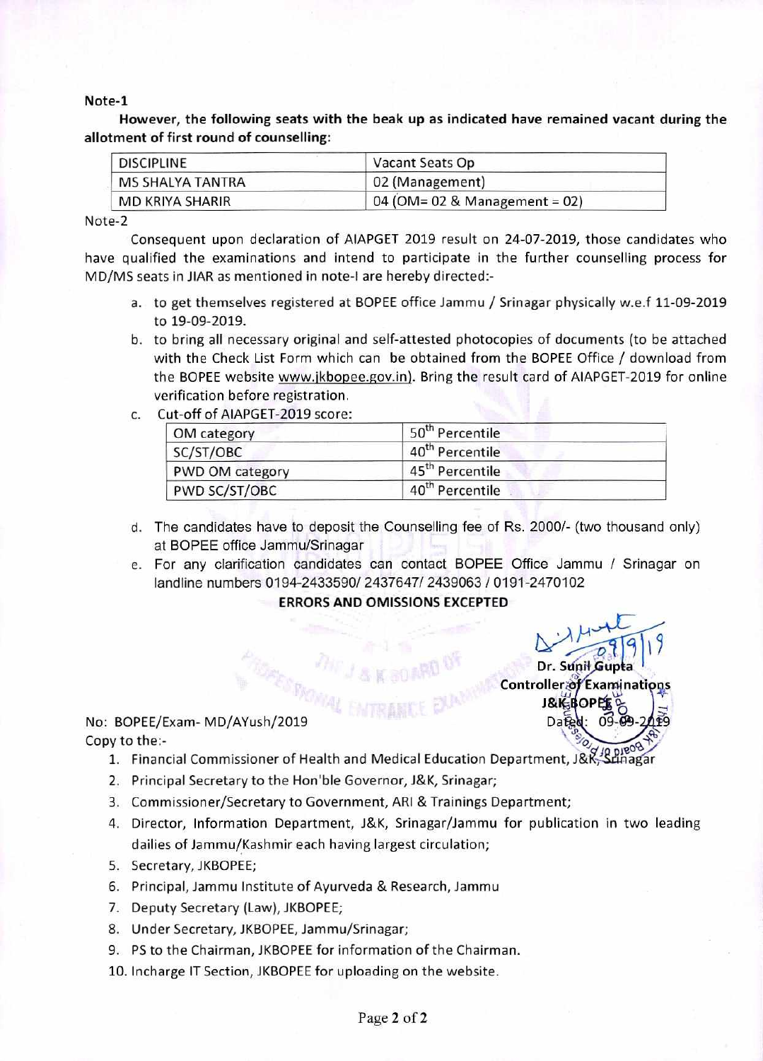**Note-1**

**However, the following seats with the beak up as indicated have remained vacant during the allotment of first round of counselling:**

| DISCIPLINE | Vacant Seats Op |
|---|---|
| MS SHALYA TANTRA | 02 (Management) |
| MD KRIYA SHARIR | 04 (OM= 02 & Management = 02) |

Note-2

Consequent upon declaration of AIAPGET 2019 result on 24-07-2019, those candidates who have qualified the examinations and intend to participate in the further counselling process for MD/MS seats in JIAR as mentioned in note-I are hereby directed:-

a. to get themselves registered at BOPEE office Jammu / Srinagar physically w.e.f 11-09-2019 to 19-09-2019.

b. to bring all necessary original and self-attested photocopies of documents (to be attached with the Check List Form which can be obtained from the BOPEE Office / download from the BOPEE website www.jkbopee.gov.in). Bring the result card of AIAPGET-2019 for online verification before registration.

c. Cut-off of AIAPGET-2019 score:

| | |
|---|---|
| OM category | 50th Percentile |
| SC/ST/OBC | 40th Percentile |
| PWD OM category | 45th Percentile |
| PWD SC/ST/OBC | 40th Percentile |

d. The candidates have to deposit the Counselling fee of Rs. 2000/- (two thousand only) at BOPEE office Jammu/Srinagar

e. For any clarification candidates can contact BOPEE Office Jammu / Srinagar on landline numbers 0194-2433590/ 2437647/ 2439063 / 0191-2470102

**ERRORS AND OMISSIONS EXCEPTED**

09/9/19

**Dr. Sunil Gupta**
**Controller of Examinations**
**J&K BOPEE**
Dated: 09-09-2019

No: BOPEE/Exam- MD/AYush/2019

Copy to the:-

1. Financial Commissioner of Health and Medical Education Department, J&K, Srinagar
2. Principal Secretary to the Hon'ble Governor, J&K, Srinagar;
3. Commissioner/Secretary to Government, ARI & Trainings Department;
4. Director, Information Department, J&K, Srinagar/Jammu for publication in two leading dailies of Jammu/Kashmir each having largest circulation;
5. Secretary, JKBOPEE;
6. Principal, Jammu Institute of Ayurveda & Research, Jammu
7. Deputy Secretary (Law), JKBOPEE;
8. Under Secretary, JKBOPEE, Jammu/Srinagar;
9. PS to the Chairman, JKBOPEE for information of the Chairman.
10. Incharge IT Section, JKBOPEE for uploading on the website.